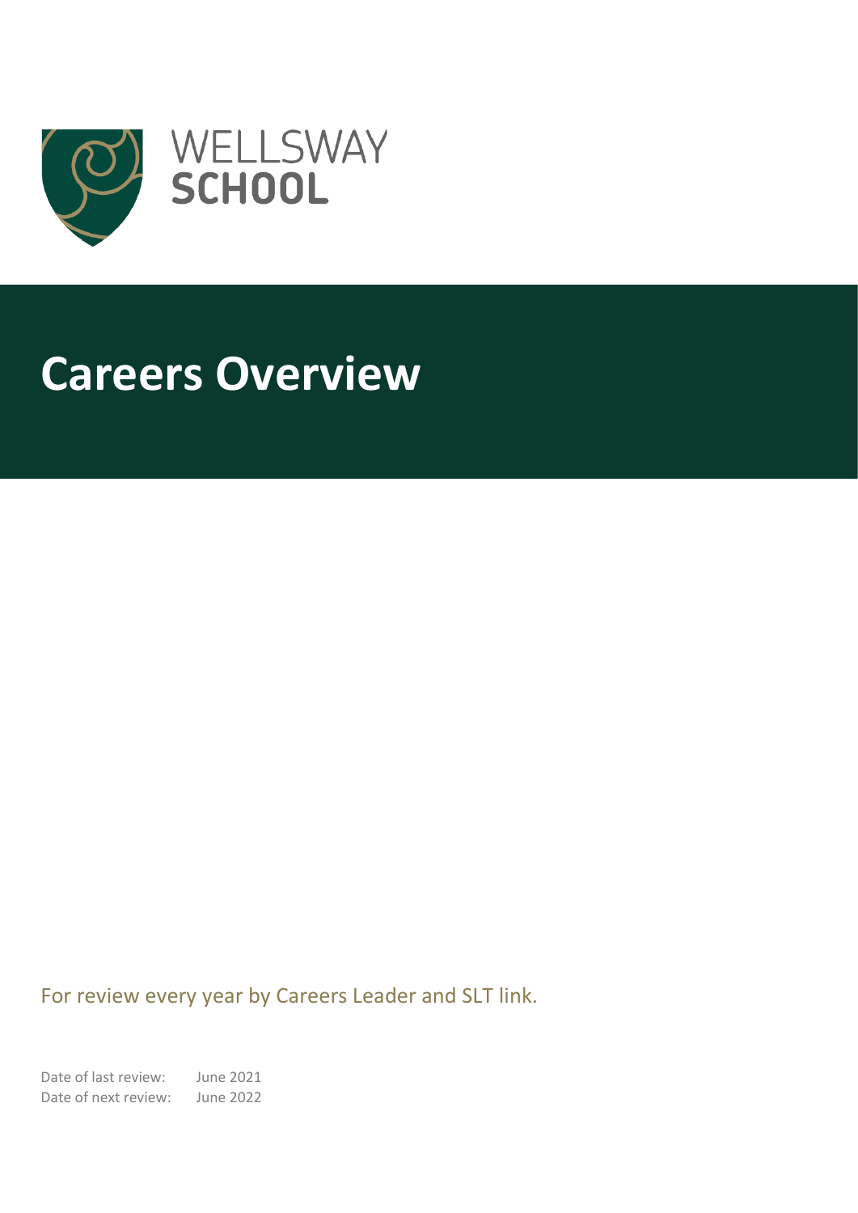WELLSWAY
**SCHOOL**

# Careers Overview

For review every year by Careers Leader and SLT link.

Date of last review: June 2021
Date of next review: June 2022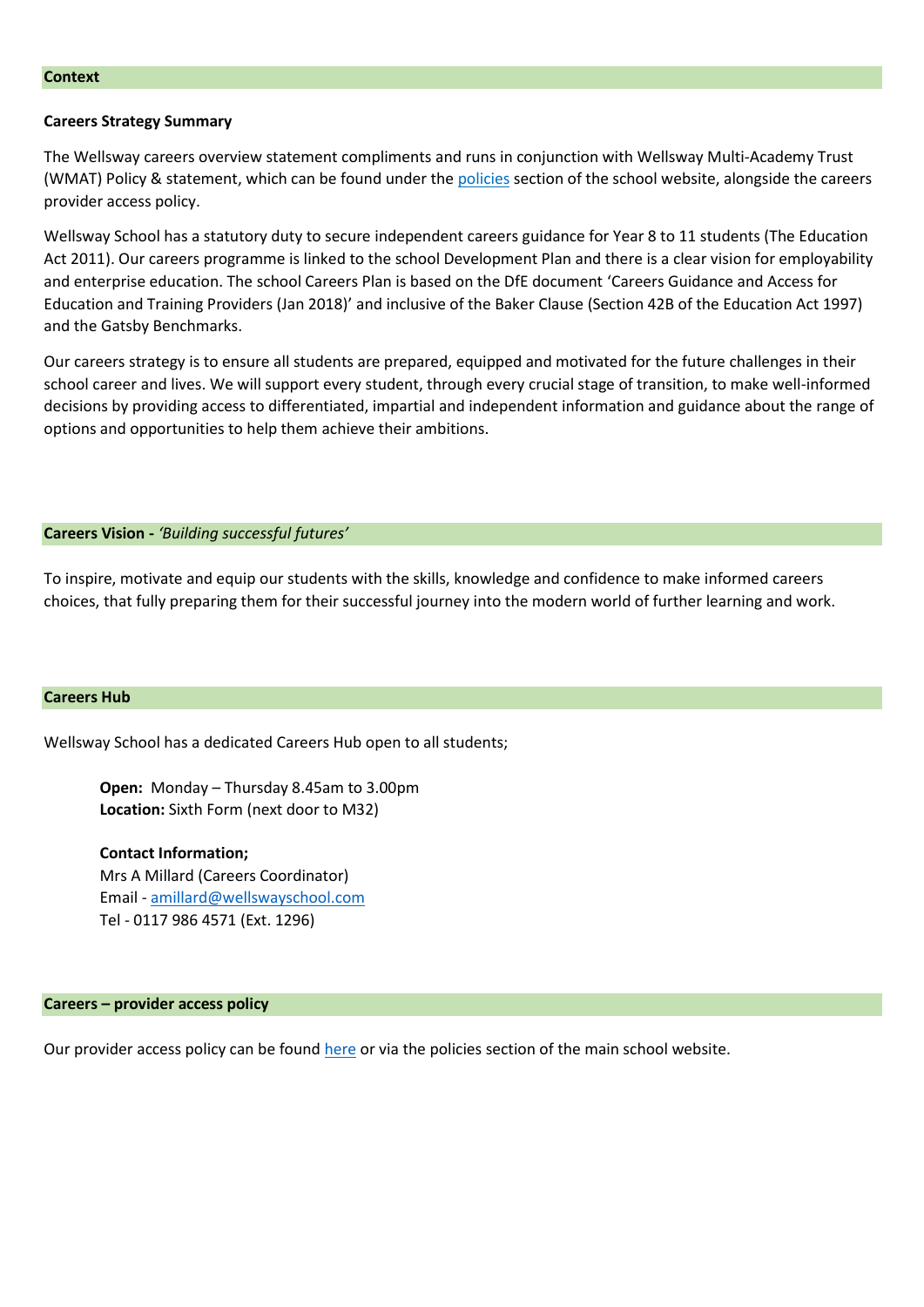## Context

### Careers Strategy Summary

The Wellsway careers overview statement compliments and runs in conjunction with Wellsway Multi-Academy Trust (WMAT) Policy & statement, which can be found under the policies section of the school website, alongside the careers provider access policy.

Wellsway School has a statutory duty to secure independent careers guidance for Year 8 to 11 students (The Education Act 2011). Our careers programme is linked to the school Development Plan and there is a clear vision for employability and enterprise education. The school Careers Plan is based on the DfE document 'Careers Guidance and Access for Education and Training Providers (Jan 2018)' and inclusive of the Baker Clause (Section 42B of the Education Act 1997) and the Gatsby Benchmarks.

Our careers strategy is to ensure all students are prepared, equipped and motivated for the future challenges in their school career and lives. We will support every student, through every crucial stage of transition, to make well-informed decisions by providing access to differentiated, impartial and independent information and guidance about the range of options and opportunities to help them achieve their ambitions.

## Careers Vision - *'Building successful futures'*

To inspire, motivate and equip our students with the skills, knowledge and confidence to make informed careers choices, that fully preparing them for their successful journey into the modern world of further learning and work.

## Careers Hub

Wellsway School has a dedicated Careers Hub open to all students;

**Open:** Monday – Thursday 8.45am to 3.00pm
**Location:** Sixth Form (next door to M32)

**Contact Information;**
Mrs A Millard (Careers Coordinator)
Email - amillard@wellswayschool.com
Tel - 0117 986 4571 (Ext. 1296)

## Careers – provider access policy

Our provider access policy can be found here or via the policies section of the main school website.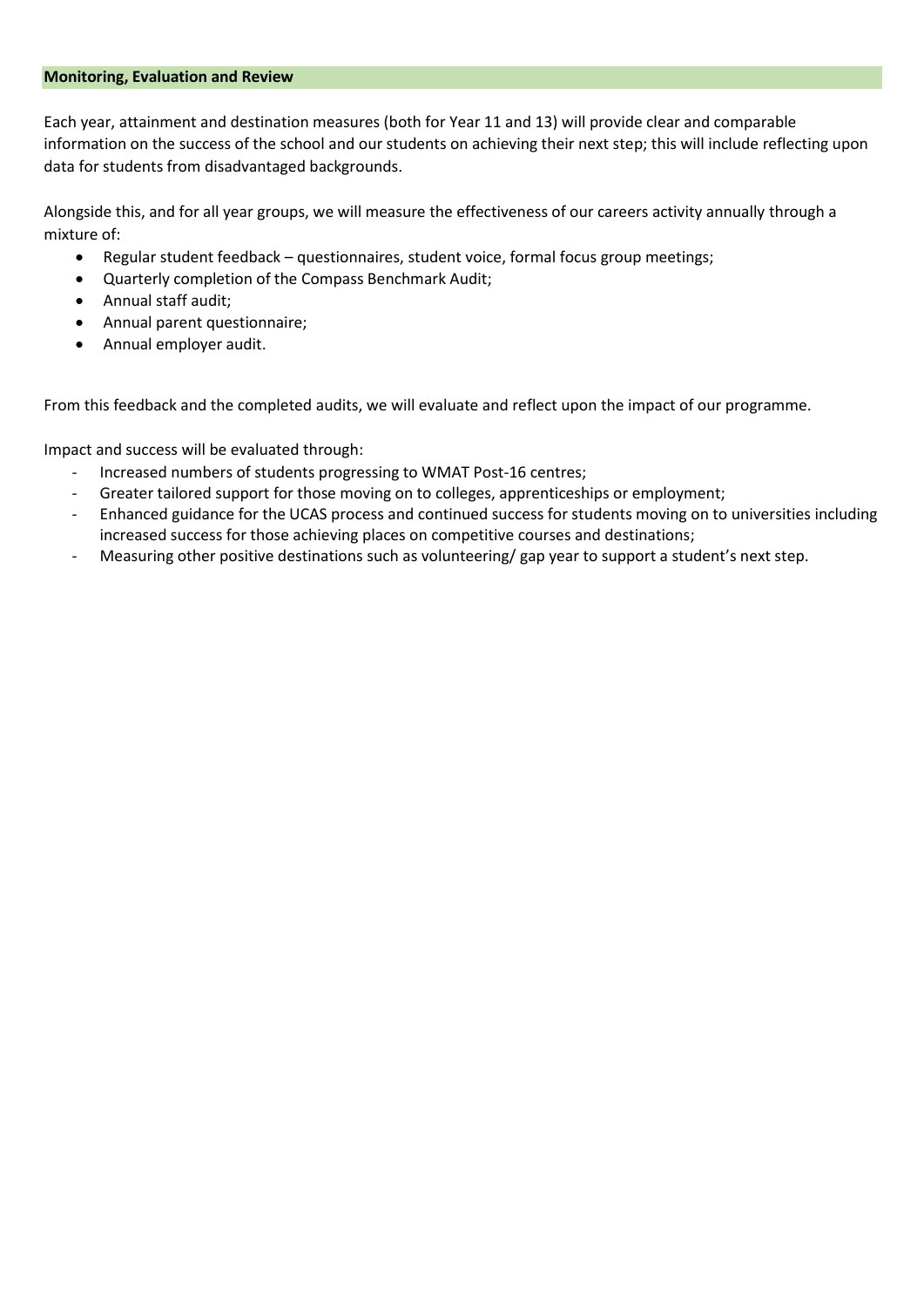## Monitoring, Evaluation and Review

Each year, attainment and destination measures (both for Year 11 and 13) will provide clear and comparable information on the success of the school and our students on achieving their next step; this will include reflecting upon data for students from disadvantaged backgrounds.

Alongside this, and for all year groups, we will measure the effectiveness of our careers activity annually through a mixture of:

- Regular student feedback – questionnaires, student voice, formal focus group meetings;
- Quarterly completion of the Compass Benchmark Audit;
- Annual staff audit;
- Annual parent questionnaire;
- Annual employer audit.

From this feedback and the completed audits, we will evaluate and reflect upon the impact of our programme.

Impact and success will be evaluated through:

- Increased numbers of students progressing to WMAT Post-16 centres;
- Greater tailored support for those moving on to colleges, apprenticeships or employment;
- Enhanced guidance for the UCAS process and continued success for students moving on to universities including increased success for those achieving places on competitive courses and destinations;
- Measuring other positive destinations such as volunteering/ gap year to support a student's next step.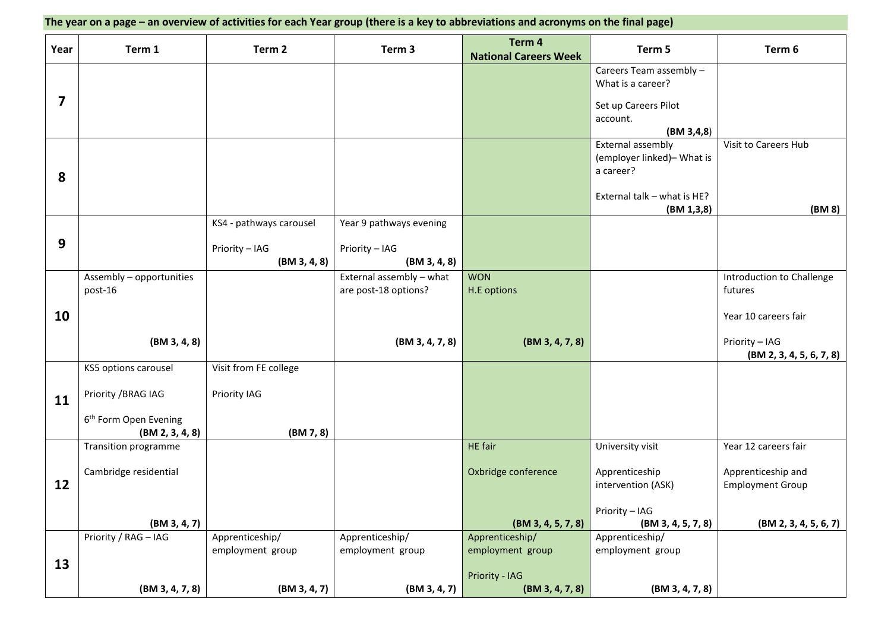**The year on a page – an overview of activities for each Year group (there is a key to abbreviations and acronyms on the final page)**

| Year | Term 1 | Term 2 | Term 3 | Term 4 National Careers Week | Term 5 | Term 6 |
|---|---|---|---|---|---|---|
| **7** | | | | | Careers Team assembly – What is a career?<br><br>Set up Careers Pilot account.<br>**(BM 3,4,8)** | |
| **8** | | | | | External assembly (employer linked)– What is a career?<br><br>External talk – what is HE?<br>**(BM 1,3,8)** | Visit to Careers Hub<br><br>**(BM 8)** |
| **9** | | KS4 - pathways carousel<br><br>Priority – IAG<br>**(BM 3, 4, 8)** | Year 9 pathways evening<br><br>Priority – IAG<br>**(BM 3, 4, 8)** | | | |
| **10** | Assembly – opportunities post-16<br><br>**(BM 3, 4, 8)** | | External assembly – what are post-18 options?<br><br>**(BM 3, 4, 7, 8)** | WON<br>H.E options<br><br>**(BM 3, 4, 7, 8)** | | Introduction to Challenge futures<br><br>Year 10 careers fair<br><br>Priority – IAG<br>**(BM 2, 3, 4, 5, 6, 7, 8)** |
| **11** | KS5 options carousel<br><br>Priority /BRAG IAG<br><br>6th Form Open Evening<br>**(BM 2, 3, 4, 8)** | Visit from FE college<br><br>Priority IAG<br><br>**(BM 7, 8)** | | | | |
| **12** | Transition programme<br><br>Cambridge residential<br><br>**(BM 3, 4, 7)** | | | HE fair<br><br>Oxbridge conference<br><br>**(BM 3, 4, 5, 7, 8)** | University visit<br><br>Apprenticeship intervention (ASK)<br><br>Priority – IAG<br>**(BM 3, 4, 5, 7, 8)** | Year 12 careers fair<br><br>Apprenticeship and Employment Group<br><br>**(BM 2, 3, 4, 5, 6, 7)** |
| **13** | Priority / RAG – IAG<br><br>**(BM 3, 4, 7, 8)** | Apprenticeship/ employment group<br><br>**(BM 3, 4, 7)** | Apprenticeship/ employment group<br><br>**(BM 3, 4, 7)** | Apprenticeship/ employment group<br><br>Priority - IAG<br>**(BM 3, 4, 7, 8)** | Apprenticeship/ employment group<br><br>**(BM 3, 4, 7, 8)** | |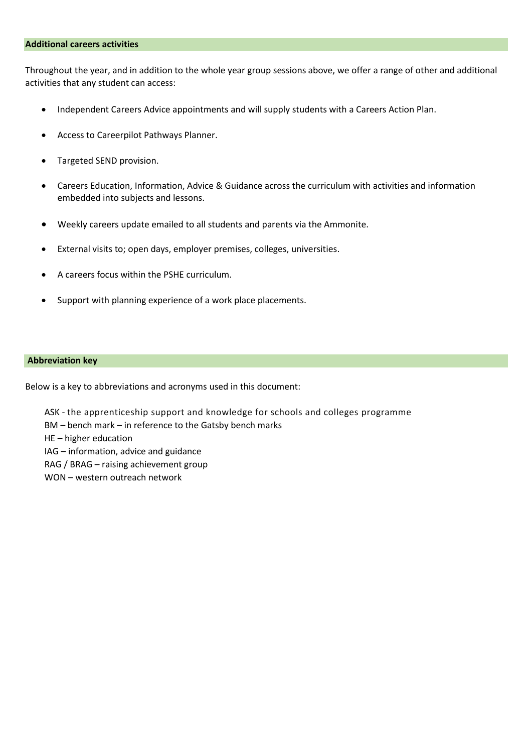## Additional careers activities

Throughout the year, and in addition to the whole year group sessions above, we offer a range of other and additional activities that any student can access:

- Independent Careers Advice appointments and will supply students with a Careers Action Plan.
- Access to Careerpilot Pathways Planner.
- Targeted SEND provision.
- Careers Education, Information, Advice & Guidance across the curriculum with activities and information embedded into subjects and lessons.
- Weekly careers update emailed to all students and parents via the Ammonite.
- External visits to; open days, employer premises, colleges, universities.
- A careers focus within the PSHE curriculum.
- Support with planning experience of a work place placements.

## Abbreviation key

Below is a key to abbreviations and acronyms used in this document:

ASK - the apprenticeship support and knowledge for schools and colleges programme
BM – bench mark – in reference to the Gatsby bench marks
HE – higher education
IAG – information, advice and guidance
RAG / BRAG – raising achievement group
WON – western outreach network